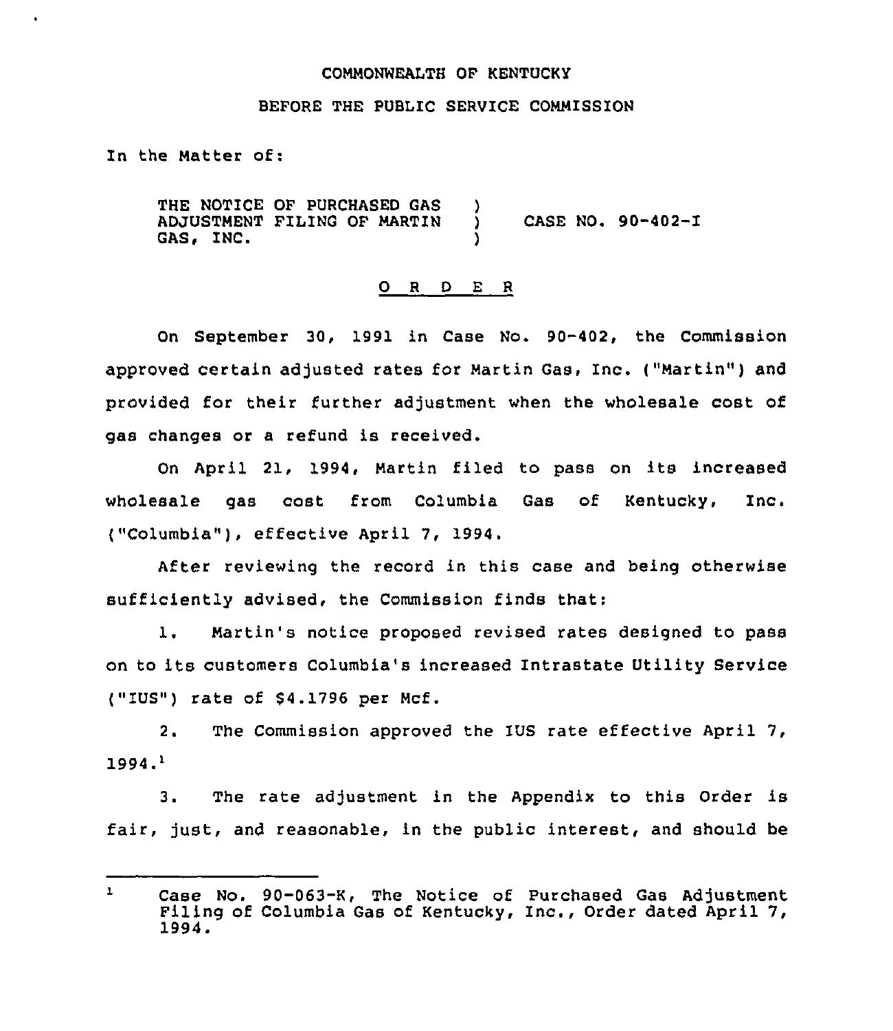COMMONWEALTH OF KENTUCKY

BEFORE THE PUBLIC SERVICE COMMISSION

In the Matter of:

THE NOTICE OF PURCHASED GAS ADJUSTMENT FILING OF MARTIN GAS, INC. ) CASE NO. 90-402-I

## O R D E R

On September 30, 1991 in Case No. 90-402, the Commission approved certain adjusted rates for Martin Gas, Inc. ("Martin") and provided for their further adjustment when the wholesale cost of gas changes or a refund is received.

On April 21, 1994, Martin filed to pass on its increased wholesale gas cost from Columbia Gas of Kentucky, Inc. ("Columbia"), effective April 7, 1994.

After reviewing the record in this case and being otherwise sufficiently advised, the Commission finds that:

1. Martin's notice proposed revised rates designed to pass on to its customers Columbia's increased Intrastate Utility Service ("IUS") rate of $4.1796 per Mcf.

2. The Commission approved the IUS rate effective April 7, 1994.[1]

3. The rate adjustment in the Appendix to this Order is fair, just, and reasonable, in the public interest, and should be

---

[1] Case No. 90-063-K, The Notice of Purchased Gas Adjustment Filing of Columbia Gas of Kentucky, Inc., Order dated April 7, 1994.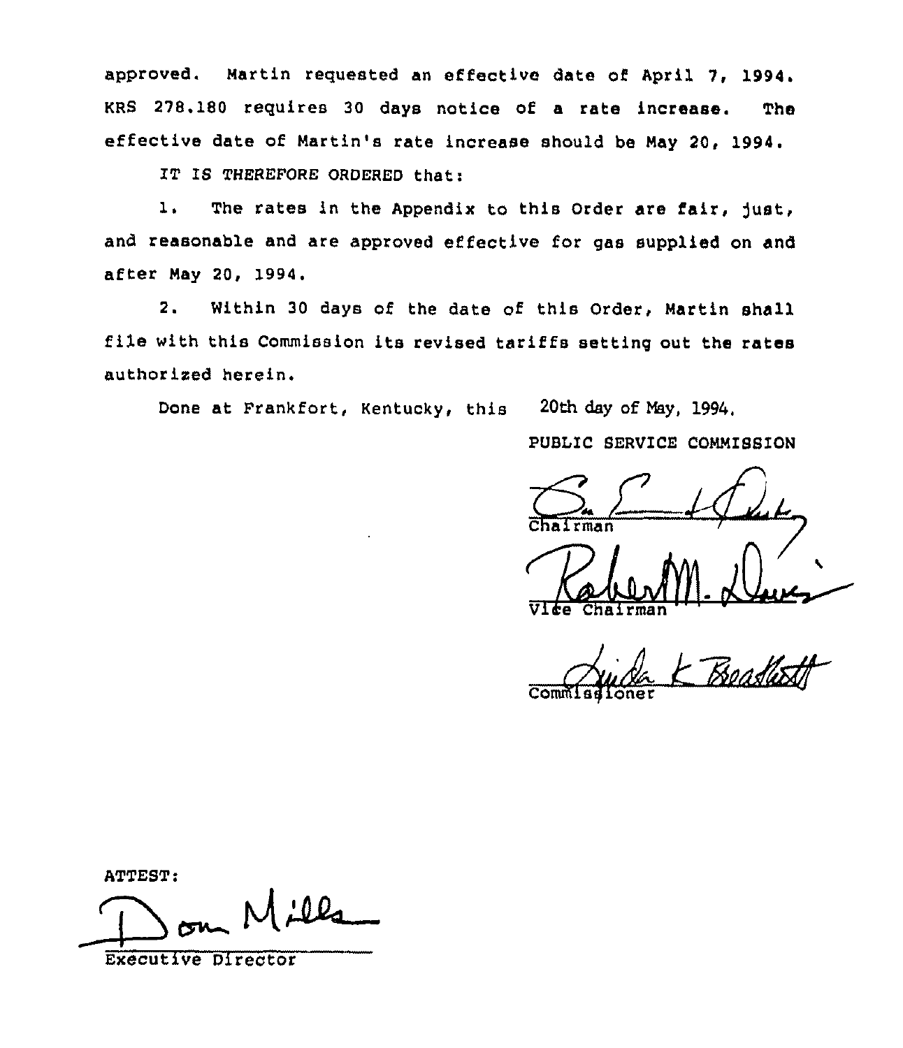approved. Martin requested an effective date of April 7, 1994. KRS 278.180 requires 30 days notice of a rate increase. The effective date of Martin's rate increase should be May 20, 1994.

IT IS THEREFORE ORDERED that:

1. The rates in the Appendix to this Order are fair, just, and reasonable and are approved effective for gas supplied on and after May 20, 1994.

2. Within 30 days of the date of this Order, Martin shall file with this Commission its revised tariffs setting out the rates authorized herein.

Done at Frankfort, Kentucky, this 20th day of May, 1994.

PUBLIC SERVICE COMMISSION

Chairman

Vice Chairman

Commissioner

ATTEST:

Executive Director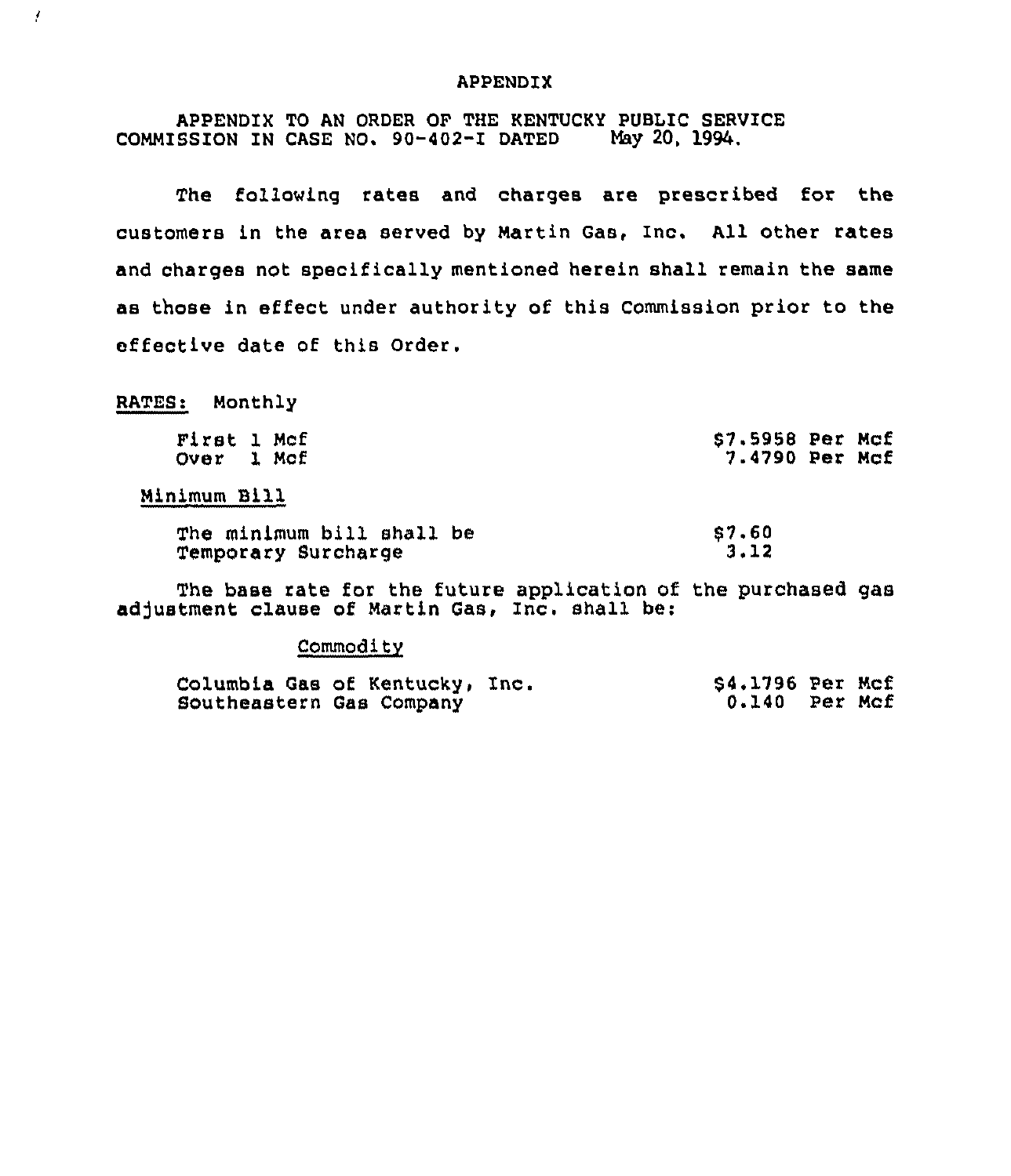# APPENDIX

APPENDIX TO AN ORDER OF THE KENTUCKY PUBLIC SERVICE COMMISSION IN CASE NO. 90-402-I DATED May 20, 1994.

The following rates and charges are prescribed for the customers in the area served by Martin Gas, Inc. All other rates and charges not specifically mentioned herein shall remain the same as those in effect under authority of this Commission prior to the effective date of this Order.

RATES: Monthly

| | |
|---|---|
| First 1 Mcf | $7.5958 Per Mcf |
| Over 1 Mcf | 7.4790 Per Mcf |

Minimum Bill

| | |
|---|---|
| The minimum bill shall be | $7.60 |
| Temporary Surcharge | 3.12 |

The base rate for the future application of the purchased gas adjustment clause of Martin Gas, Inc. shall be:

Commodity

| | |
|---|---|
| Columbia Gas of Kentucky, Inc. | $4.1796 Per Mcf |
| Southeastern Gas Company | 0.140 Per Mcf |